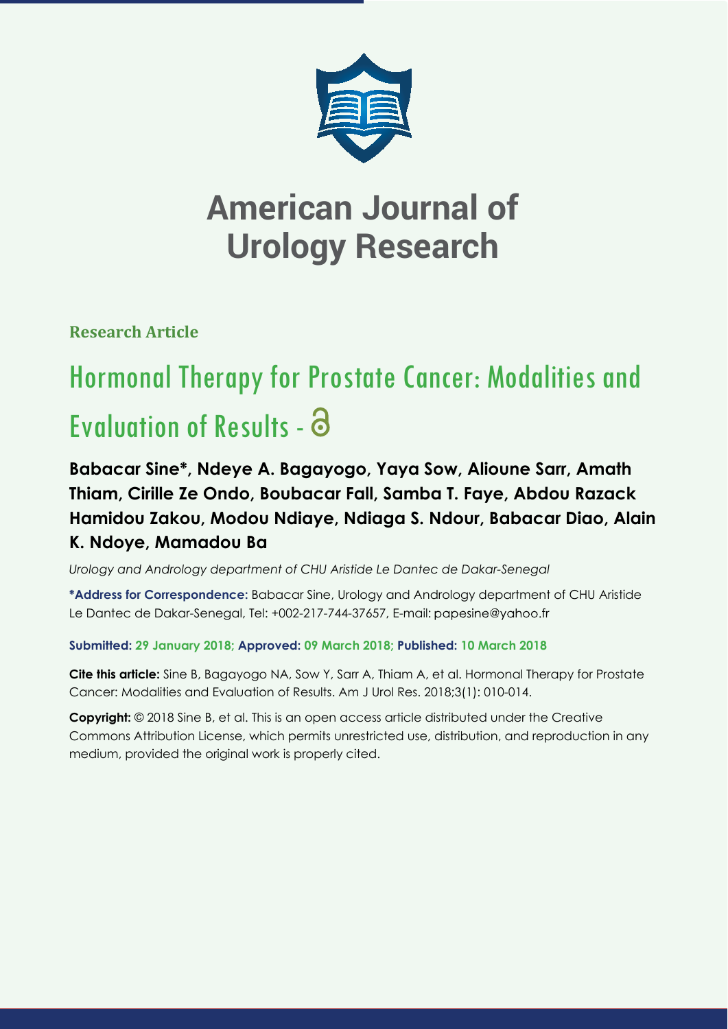# American Journal of Urology Research

**Research Article**

# Hormonal Therapy for Prostate Cancer: Modalities and Evaluation of Results

**Babacar Sine*, Ndeye A. Bagayogo, Yaya Sow, Alioune Sarr, Amath Thiam, Cirille Ze Ondo, Boubacar Fall, Samba T. Faye, Abdou Razack Hamidou Zakou, Modou Ndiaye, Ndiaga S. Ndour, Babacar Diao, Alain K. Ndoye, Mamadou Ba**

*Urology and Andrology department of CHU Aristide Le Dantec de Dakar-Senegal*

**\*Address for Correspondence:** Babacar Sine, Urology and Andrology department of CHU Aristide Le Dantec de Dakar-Senegal, Tel: +002-217-744-37657, E-mail: papesine@yahoo.fr

**Submitted: 29 January 2018; Approved: 09 March 2018; Published: 10 March 2018**

**Cite this article:** Sine B, Bagayogo NA, Sow Y, Sarr A, Thiam A, et al. Hormonal Therapy for Prostate Cancer: Modalities and Evaluation of Results. Am J Urol Res. 2018;3(1): 010-014.

**Copyright:** © 2018 Sine B, et al. This is an open access article distributed under the Creative Commons Attribution License, which permits unrestricted use, distribution, and reproduction in any medium, provided the original work is properly cited.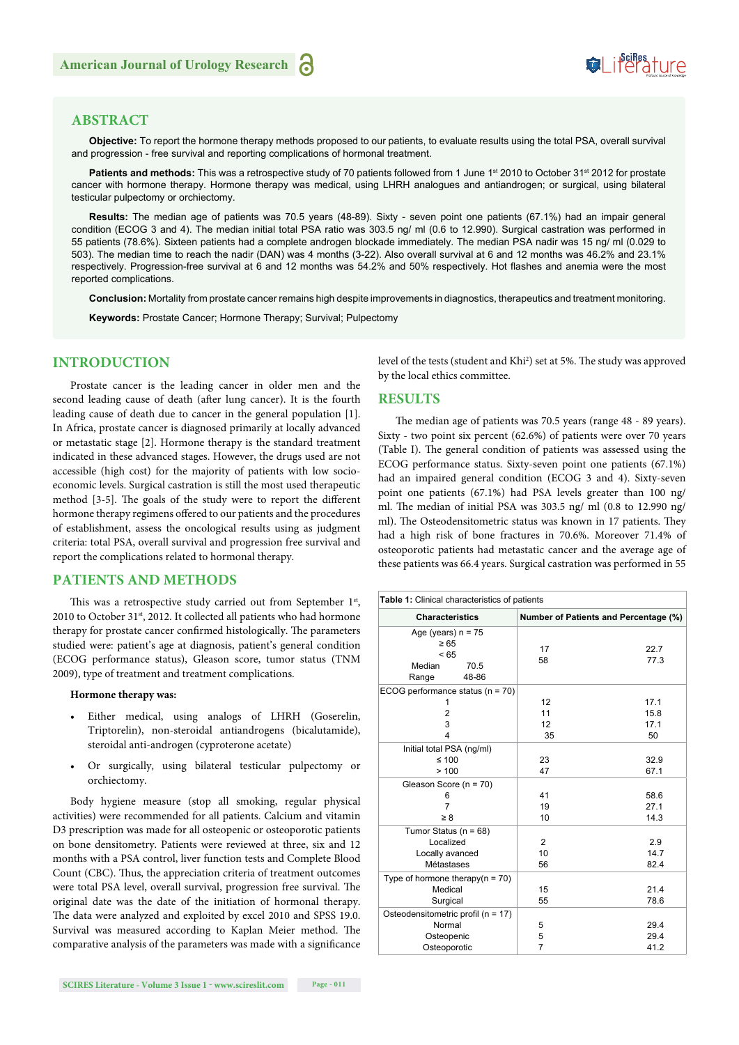## ABSTRACT

**Objective:** To report the hormone therapy methods proposed to our patients, to evaluate results using the total PSA, overall survival and progression - free survival and reporting complications of hormonal treatment.

**Patients and methods:** This was a retrospective study of 70 patients followed from 1 June 1st 2010 to October 31st 2012 for prostate cancer with hormone therapy. Hormone therapy was medical, using LHRH analogues and antiandrogen; or surgical, using bilateral testicular pulpectomy or orchiectomy.

**Results:** The median age of patients was 70.5 years (48-89). Sixty - seven point one patients (67.1%) had an impair general condition (ECOG 3 and 4). The median initial total PSA ratio was 303.5 ng/ ml (0.6 to 12.990). Surgical castration was performed in 55 patients (78.6%). Sixteen patients had a complete androgen blockade immediately. The median PSA nadir was 15 ng/ ml (0.029 to 503). The median time to reach the nadir (DAN) was 4 months (3-22). Also overall survival at 6 and 12 months was 46.2% and 23.1% respectively. Progression-free survival at 6 and 12 months was 54.2% and 50% respectively. Hot flashes and anemia were the most reported complications.

**Conclusion:** Mortality from prostate cancer remains high despite improvements in diagnostics, therapeutics and treatment monitoring.

**Keywords:** Prostate Cancer; Hormone Therapy; Survival; Pulpectomy

## INTRODUCTION

Prostate cancer is the leading cancer in older men and the second leading cause of death (after lung cancer). It is the fourth leading cause of death due to cancer in the general population [1]. In Africa, prostate cancer is diagnosed primarily at locally advanced or metastatic stage [2]. Hormone therapy is the standard treatment indicated in these advanced stages. However, the drugs used are not accessible (high cost) for the majority of patients with low socio-economic levels. Surgical castration is still the most used therapeutic method [3-5]. The goals of the study were to report the different hormone therapy regimens offered to our patients and the procedures of establishment, assess the oncological results using as judgment criteria: total PSA, overall survival and progression free survival and report the complications related to hormonal therapy.

## PATIENTS AND METHODS

This was a retrospective study carried out from September 1st, 2010 to October 31st, 2012. It collected all patients who had hormone therapy for prostate cancer confirmed histologically. The parameters studied were: patient's age at diagnosis, patient's general condition (ECOG performance status), Gleason score, tumor status (TNM 2009), type of treatment and treatment complications.

**Hormone therapy was:**

- Either medical, using analogs of LHRH (Goserelin, Triptorelin), non-steroidal antiandrogens (bicalutamide), steroidal anti-androgen (cyproterone acetate)
- Or surgically, using bilateral testicular pulpectomy or orchiectomy.

Body hygiene measure (stop all smoking, regular physical activities) were recommended for all patients. Calcium and vitamin D3 prescription was made for all osteopenic or osteoporotic patients on bone densitometry. Patients were reviewed at three, six and 12 months with a PSA control, liver function tests and Complete Blood Count (CBC). Thus, the appreciation criteria of treatment outcomes were total PSA level, overall survival, progression free survival. The original date was the date of the initiation of hormonal therapy. The data were analyzed and exploited by excel 2010 and SPSS 19.0. Survival was measured according to Kaplan Meier method. The comparative analysis of the parameters was made with a significance level of the tests (student and Khi²) set at 5%. The study was approved by the local ethics committee.

## RESULTS

The median age of patients was 70.5 years (range 48 - 89 years). Sixty - two point six percent (62.6%) of patients were over 70 years (Table I). The general condition of patients was assessed using the ECOG performance status. Sixty-seven point one patients (67.1%) had an impaired general condition (ECOG 3 and 4). Sixty-seven point one patients (67.1%) had PSA levels greater than 100 ng/ ml. The median of initial PSA was 303.5 ng/ ml (0.8 to 12.990 ng/ ml). The Osteodensitometric status was known in 17 patients. They had a high risk of bone fractures in 70.6%. Moreover 71.4% of osteoporotic patients had metastatic cancer and the average age of these patients was 66.4 years. Surgical castration was performed in 55

**Table 1:** Clinical characteristics of patients

| Characteristics | Number of Patients | Percentage (%) |
|---|---|---|
| Age (years) n = 75 | | |
| ≥ 65 | 17 | 22.7 |
| < 65 | 58 | 77.3 |
| Median 70.5 | | |
| Range 48-86 | | |
| ECOG performance status (n = 70) | | |
| 1 | 12 | 17.1 |
| 2 | 11 | 15.8 |
| 3 | 12 | 17.1 |
| 4 | 35 | 50 |
| Initial total PSA (ng/ml) | | |
| ≤ 100 | 23 | 32.9 |
| > 100 | 47 | 67.1 |
| Gleason Score (n = 70) | | |
| 6 | 41 | 58.6 |
| 7 | 19 | 27.1 |
| ≥ 8 | 10 | 14.3 |
| Tumor Status (n = 68) | | |
| Localized | 2 | 2.9 |
| Locally avanced | 10 | 14.7 |
| Métastases | 56 | 82.4 |
| Type of hormone therapy(n = 70) | | |
| Medical | 15 | 21.4 |
| Surgical | 55 | 78.6 |
| Osteodensitometric profil (n = 17) | | |
| Normal | 5 | 29.4 |
| Osteopenic | 5 | 29.4 |
| Osteoporotic | 7 | 41.2 |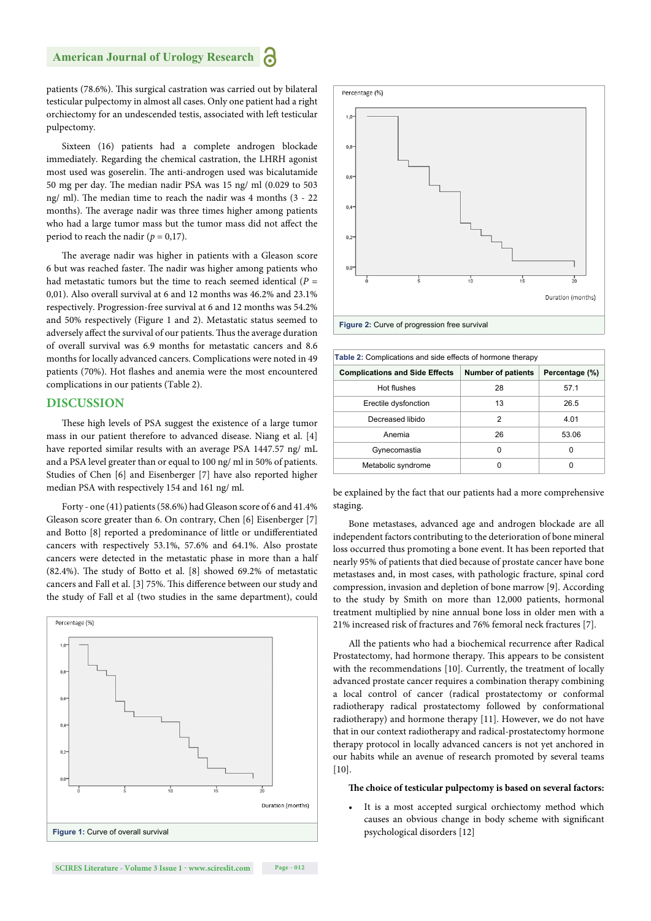patients (78.6%). This surgical castration was carried out by bilateral testicular pulpectomy in almost all cases. Only one patient had a right orchiectomy for an undescended testis, associated with left testicular pulpectomy.

Sixteen (16) patients had a complete androgen blockade immediately. Regarding the chemical castration, the LHRH agonist most used was goserelin. The anti-androgen used was bicalutamide 50 mg per day. The median nadir PSA was 15 ng/ ml (0.029 to 503 ng/ ml). The median time to reach the nadir was 4 months (3 - 22 months). The average nadir was three times higher among patients who had a large tumor mass but the tumor mass did not affect the period to reach the nadir ($p$ = 0,17).

The average nadir was higher in patients with a Gleason score 6 but was reached faster. The nadir was higher among patients who had metastatic tumors but the time to reach seemed identical ($P$ = 0,01). Also overall survival at 6 and 12 months was 46.2% and 23.1% respectively. Progression-free survival at 6 and 12 months was 54.2% and 50% respectively (Figure 1 and 2). Metastatic status seemed to adversely affect the survival of our patients. Thus the average duration of overall survival was 6.9 months for metastatic cancers and 8.6 months for locally advanced cancers. Complications were noted in 49 patients (70%). Hot flashes and anemia were the most encountered complications in our patients (Table 2).

## DISCUSSION

These high levels of PSA suggest the existence of a large tumor mass in our patient therefore to advanced disease. Niang et al. [4] have reported similar results with an average PSA 1447.57 ng/ mL and a PSA level greater than or equal to 100 ng/ ml in 50% of patients. Studies of Chen [6] and Eisenberger [7] have also reported higher median PSA with respectively 154 and 161 ng/ ml.

Forty - one (41) patients (58.6%) had Gleason score of 6 and 41.4% Gleason score greater than 6. On contrary, Chen [6] Eisenberger [7] and Botto [8] reported a predominance of little or undifferentiated cancers with respectively 53.1%, 57.6% and 64.1%. Also prostate cancers were detected in the metastatic phase in more than a half (82.4%). The study of Botto et al. [8] showed 69.2% of metastatic cancers and Fall et al. [3] 75%. This difference between our study and the study of Fall et al (two studies in the same department), could be explained by the fact that our patients had a more comprehensive staging.

Figure 1: Curve of overall survival

Figure 2: Curve of progression free survival

Table 2: Complications and side effects of hormone therapy

| Complications and Side Effects | Number of patients | Percentage (%) |
|---|---|---|
| Hot flushes | 28 | 57.1 |
| Erectile dysfonction | 13 | 26.5 |
| Decreased libido | 2 | 4.01 |
| Anemia | 26 | 53.06 |
| Gynecomastia | 0 | 0 |
| Metabolic syndrome | 0 | 0 |

Bone metastases, advanced age and androgen blockade are all independent factors contributing to the deterioration of bone mineral loss occurred thus promoting a bone event. It has been reported that nearly 95% of patients that died because of prostate cancer have bone metastases and, in most cases, with pathologic fracture, spinal cord compression, invasion and depletion of bone marrow [9]. According to the study by Smith on more than 12,000 patients, hormonal treatment multiplied by nine annual bone loss in older men with a 21% increased risk of fractures and 76% femoral neck fractures [7].

All the patients who had a biochemical recurrence after Radical Prostatectomy, had hormone therapy. This appears to be consistent with the recommendations [10]. Currently, the treatment of locally advanced prostate cancer requires a combination therapy combining a local control of cancer (radical prostatectomy or conformal radiotherapy radical prostatectomy followed by conformational radiotherapy) and hormone therapy [11]. However, we do not have that in our context radiotherapy and radical-prostatectomy hormone therapy protocol in locally advanced cancers is not yet anchored in our habits while an avenue of research promoted by several teams [10].

**The choice of testicular pulpectomy is based on several factors:**

- It is a most accepted surgical orchiectomy method which causes an obvious change in body scheme with significant psychological disorders [12]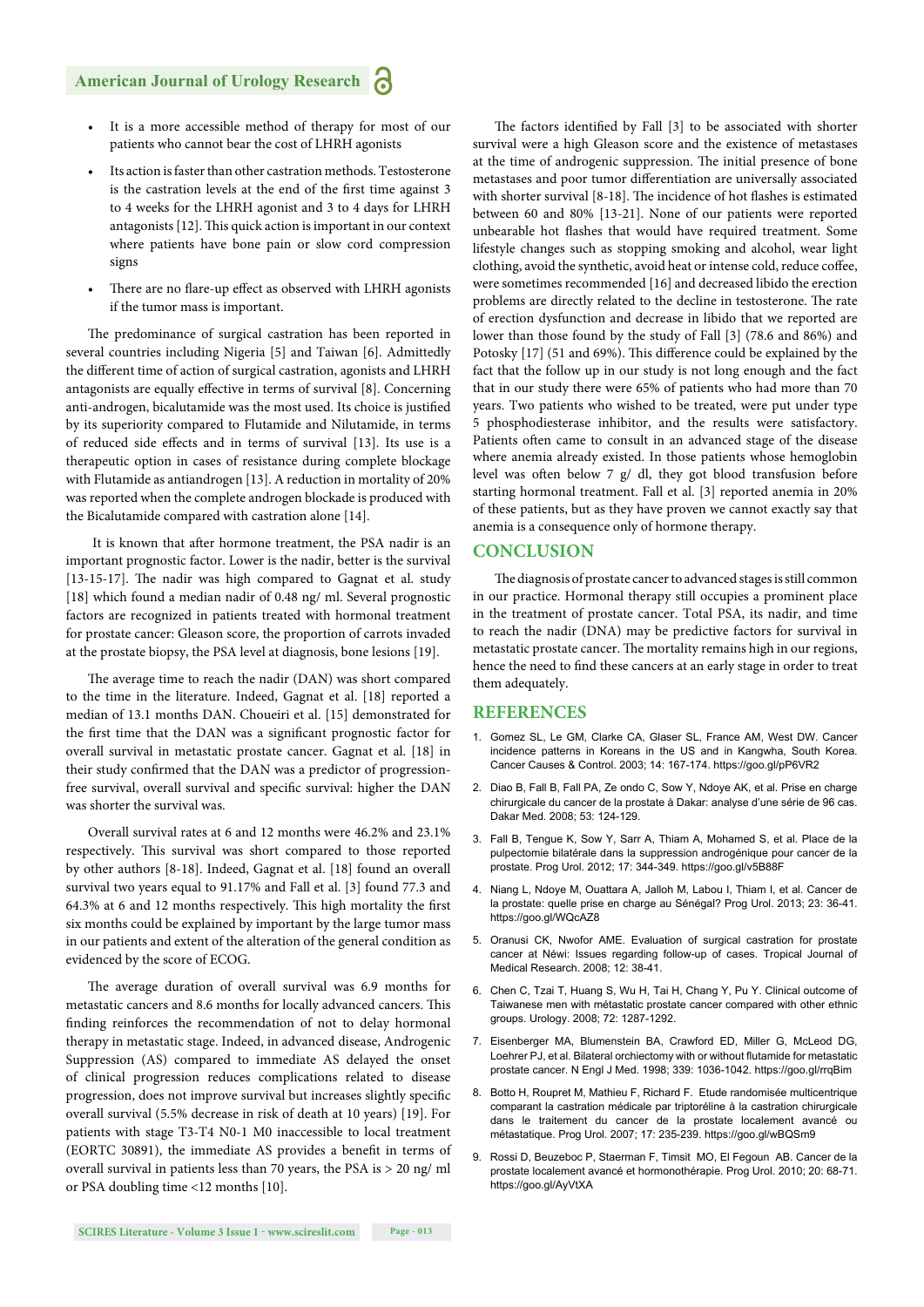- It is a more accessible method of therapy for most of our patients who cannot bear the cost of LHRH agonists
- Its action is faster than other castration methods. Testosterone is the castration levels at the end of the first time against 3 to 4 weeks for the LHRH agonist and 3 to 4 days for LHRH antagonists [12]. This quick action is important in our context where patients have bone pain or slow cord compression signs
- There are no flare-up effect as observed with LHRH agonists if the tumor mass is important.

The predominance of surgical castration has been reported in several countries including Nigeria [5] and Taiwan [6]. Admittedly the different time of action of surgical castration, agonists and LHRH antagonists are equally effective in terms of survival [8]. Concerning anti-androgen, bicalutamide was the most used. Its choice is justified by its superiority compared to Flutamide and Nilutamide, in terms of reduced side effects and in terms of survival [13]. Its use is a therapeutic option in cases of resistance during complete blockage with Flutamide as antiandrogen [13]. A reduction in mortality of 20% was reported when the complete androgen blockade is produced with the Bicalutamide compared with castration alone [14].

It is known that after hormone treatment, the PSA nadir is an important prognostic factor. Lower is the nadir, better is the survival [13-15-17]. The nadir was high compared to Gagnat et al. study [18] which found a median nadir of 0.48 ng/ ml. Several prognostic factors are recognized in patients treated with hormonal treatment for prostate cancer: Gleason score, the proportion of carrots invaded at the prostate biopsy, the PSA level at diagnosis, bone lesions [19].

The average time to reach the nadir (DAN) was short compared to the time in the literature. Indeed, Gagnat et al. [18] reported a median of 13.1 months DAN. Choueiri et al. [15] demonstrated for the first time that the DAN was a significant prognostic factor for overall survival in metastatic prostate cancer. Gagnat et al. [18] in their study confirmed that the DAN was a predictor of progression-free survival, overall survival and specific survival: higher the DAN was shorter the survival was.

Overall survival rates at 6 and 12 months were 46.2% and 23.1% respectively. This survival was short compared to those reported by other authors [8-18]. Indeed, Gagnat et al. [18] found an overall survival two years equal to 91.17% and Fall et al. [3] found 77.3 and 64.3% at 6 and 12 months respectively. This high mortality the first six months could be explained by important by the large tumor mass in our patients and extent of the alteration of the general condition as evidenced by the score of ECOG.

The average duration of overall survival was 6.9 months for metastatic cancers and 8.6 months for locally advanced cancers. This finding reinforces the recommendation of not to delay hormonal therapy in metastatic stage. Indeed, in advanced disease, Androgenic Suppression (AS) compared to immediate AS delayed the onset of clinical progression reduces complications related to disease progression, does not improve survival but increases slightly specific overall survival (5.5% decrease in risk of death at 10 years) [19]. For patients with stage T3-T4 N0-1 M0 inaccessible to local treatment (EORTC 30891), the immediate AS provides a benefit in terms of overall survival in patients less than 70 years, the PSA is > 20 ng/ ml or PSA doubling time <12 months [10].

The factors identified by Fall [3] to be associated with shorter survival were a high Gleason score and the existence of metastases at the time of androgenic suppression. The initial presence of bone metastases and poor tumor differentiation are universally associated with shorter survival [8-18]. The incidence of hot flashes is estimated between 60 and 80% [13-21]. None of our patients were reported unbearable hot flashes that would have required treatment. Some lifestyle changes such as stopping smoking and alcohol, wear light clothing, avoid the synthetic, avoid heat or intense cold, reduce coffee, were sometimes recommended [16] and decreased libido the erection problems are directly related to the decline in testosterone. The rate of erection dysfunction and decrease in libido that we reported are lower than those found by the study of Fall [3] (78.6 and 86%) and Potosky [17] (51 and 69%). This difference could be explained by the fact that the follow up in our study is not long enough and the fact that in our study there were 65% of patients who had more than 70 years. Two patients who wished to be treated, were put under type 5 phosphodiesterase inhibitor, and the results were satisfactory. Patients often came to consult in an advanced stage of the disease where anemia already existed. In those patients whose hemoglobin level was often below 7 g/ dl, they got blood transfusion before starting hormonal treatment. Fall et al. [3] reported anemia in 20% of these patients, but as they have proven we cannot exactly say that anemia is a consequence only of hormone therapy.

## CONCLUSION

The diagnosis of prostate cancer to advanced stages is still common in our practice. Hormonal therapy still occupies a prominent place in the treatment of prostate cancer. Total PSA, its nadir, and time to reach the nadir (DNA) may be predictive factors for survival in metastatic prostate cancer. The mortality remains high in our regions, hence the need to find these cancers at an early stage in order to treat them adequately.

## REFERENCES

1. Gomez SL, Le GM, Clarke CA, Glaser SL, France AM, West DW. Cancer incidence patterns in Koreans in the US and in Kangwha, South Korea. Cancer Causes & Control. 2003; 14: 167-174. https://goo.gl/pP6VR2
2. Diao B, Fall B, Fall PA, Ze ondo C, Sow Y, Ndoye AK, et al. Prise en charge chirurgicale du cancer de la prostate à Dakar: analyse d'une série de 96 cas. Dakar Med. 2008; 53: 124-129.
3. Fall B, Tengue K, Sow Y, Sarr A, Thiam A, Mohamed S, et al. Place de la pulpectomie bilatérale dans la suppression androgénique pour cancer de la prostate. Prog Urol. 2012; 17: 344-349. https://goo.gl/v5B88F
4. Niang L, Ndoye M, Ouattara A, Jalloh M, Labou I, Thiam I, et al. Cancer de la prostate: quelle prise en charge au Sénégal? Prog Urol. 2013; 23: 36-41. https://goo.gl/WQcAZ8
5. Oranusi CK, Nwofor AME. Evaluation of surgical castration for prostate cancer at Néwi: Issues regarding follow-up of cases. Tropical Journal of Medical Research. 2008; 12: 38-41.
6. Chen C, Tzai T, Huang S, Wu H, Tai H, Chang Y, Pu Y. Clinical outcome of Taiwanese men with métastatic prostate cancer compared with other ethnic groups. Urology. 2008; 72: 1287-1292.
7. Eisenberger MA, Blumenstein BA, Crawford ED, Miller G, McLeod DG, Loehrer PJ, et al. Bilateral orchiectomy with or without flutamide for metastatic prostate cancer. N Engl J Med. 1998; 339: 1036-1042. https://goo.gl/rrqBim
8. Botto H, Roupret M, Mathieu F, Richard F. Etude randomisée multicentrique comparant la castration médicale par triptoréline à la castration chirurgicale dans le traitement du cancer de la prostate localement avancé ou métastatique. Prog Urol. 2007; 17: 235-239. https://goo.gl/wBQSm9
9. Rossi D, Beuzeboc P, Staerman F, Timsit MO, El Fegoun AB. Cancer de la prostate localement avancé et hormonothérapie. Prog Urol. 2010; 20: 68-71. https://goo.gl/AyVtXA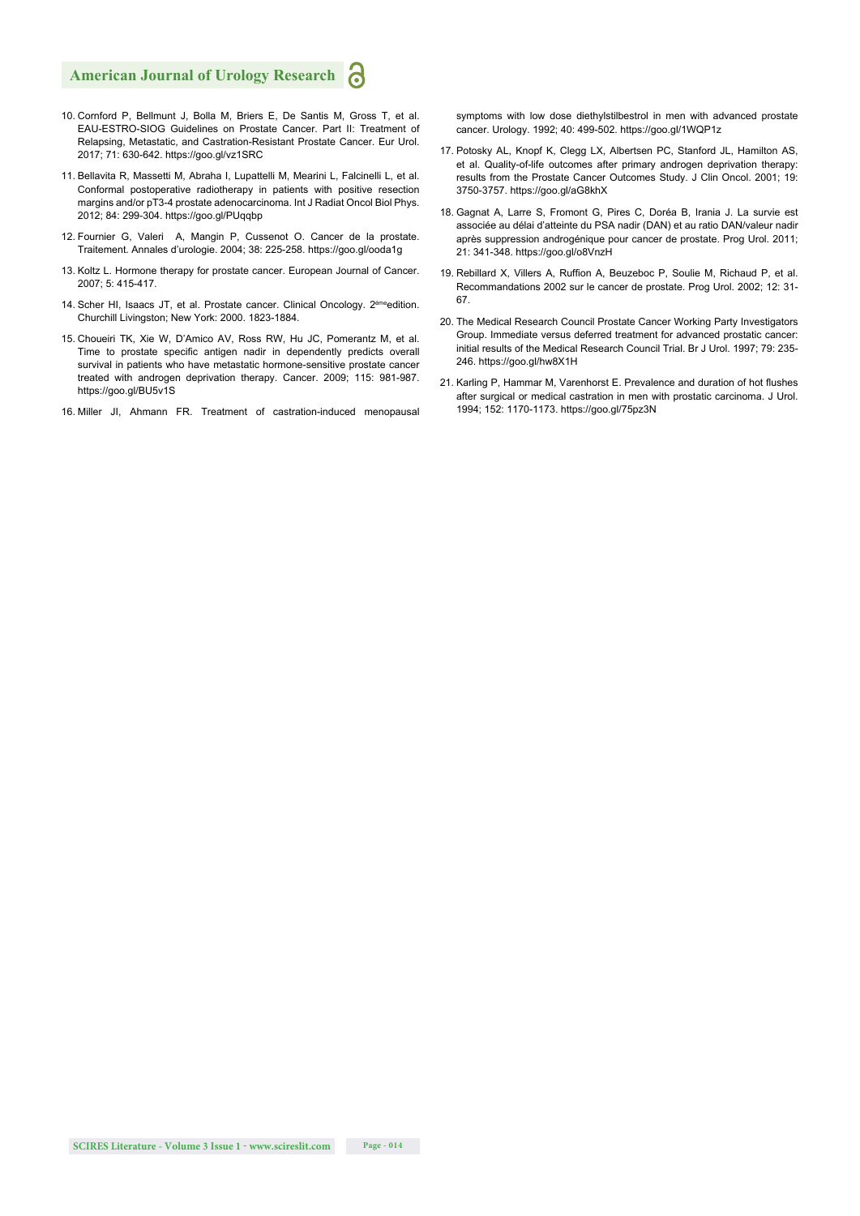10. Cornford P, Bellmunt J, Bolla M, Briers E, De Santis M, Gross T, et al. EAU-ESTRO-SIOG Guidelines on Prostate Cancer. Part II: Treatment of Relapsing, Metastatic, and Castration-Resistant Prostate Cancer. Eur Urol. 2017; 71: 630-642. https://goo.gl/vz1SRC

11. Bellavita R, Massetti M, Abraha I, Lupattelli M, Mearini L, Falcinelli L, et al. Conformal postoperative radiotherapy in patients with positive resection margins and/or pT3-4 prostate adenocarcinoma. Int J Radiat Oncol Biol Phys. 2012; 84: 299-304. https://goo.gl/PUqqbp

12. Fournier G, Valeri A, Mangin P, Cussenot O. Cancer de la prostate. Traitement. Annales d'urologie. 2004; 38: 225-258. https://goo.gl/ooda1g

13. Koltz L. Hormone therapy for prostate cancer. European Journal of Cancer. 2007; 5: 415-417.

14. Scher HI, Isaacs JT, et al. Prostate cancer. Clinical Oncology. 2ᵉᵐᵉ edition. Churchill Livingston; New York: 2000. 1823-1884.

15. Choueiri TK, Xie W, D'Amico AV, Ross RW, Hu JC, Pomerantz M, et al. Time to prostate specific antigen nadir in dependently predicts overall survival in patients who have metastatic hormone-sensitive prostate cancer treated with androgen deprivation therapy. Cancer. 2009; 115: 981-987. https://goo.gl/BU5v1S

16. Miller JI, Ahmann FR. Treatment of castration-induced menopausal symptoms with low dose diethylstilbestrol in men with advanced prostate cancer. Urology. 1992; 40: 499-502. https://goo.gl/1WQP1z

17. Potosky AL, Knopf K, Clegg LX, Albertsen PC, Stanford JL, Hamilton AS, et al. Quality-of-life outcomes after primary androgen deprivation therapy: results from the Prostate Cancer Outcomes Study. J Clin Oncol. 2001; 19: 3750-3757. https://goo.gl/aG8khX

18. Gagnat A, Larre S, Fromont G, Pires C, Doréa B, Irania J. La survie est associée au délai d'atteinte du PSA nadir (DAN) et au ratio DAN/valeur nadir après suppression androgénique pour cancer de prostate. Prog Urol. 2011; 21: 341-348. https://goo.gl/o8VnzH

19. Rebillard X, Villers A, Ruffion A, Beuzeboc P, Soulie M, Richaud P, et al. Recommandations 2002 sur le cancer de prostate. Prog Urol. 2002; 12: 31-67.

20. The Medical Research Council Prostate Cancer Working Party Investigators Group. Immediate versus deferred treatment for advanced prostatic cancer: initial results of the Medical Research Council Trial. Br J Urol. 1997; 79: 235-246. https://goo.gl/hw8X1H

21. Karling P, Hammar M, Varenhorst E. Prevalence and duration of hot flushes after surgical or medical castration in men with prostatic carcinoma. J Urol. 1994; 152: 1170-1173. https://goo.gl/75pz3N